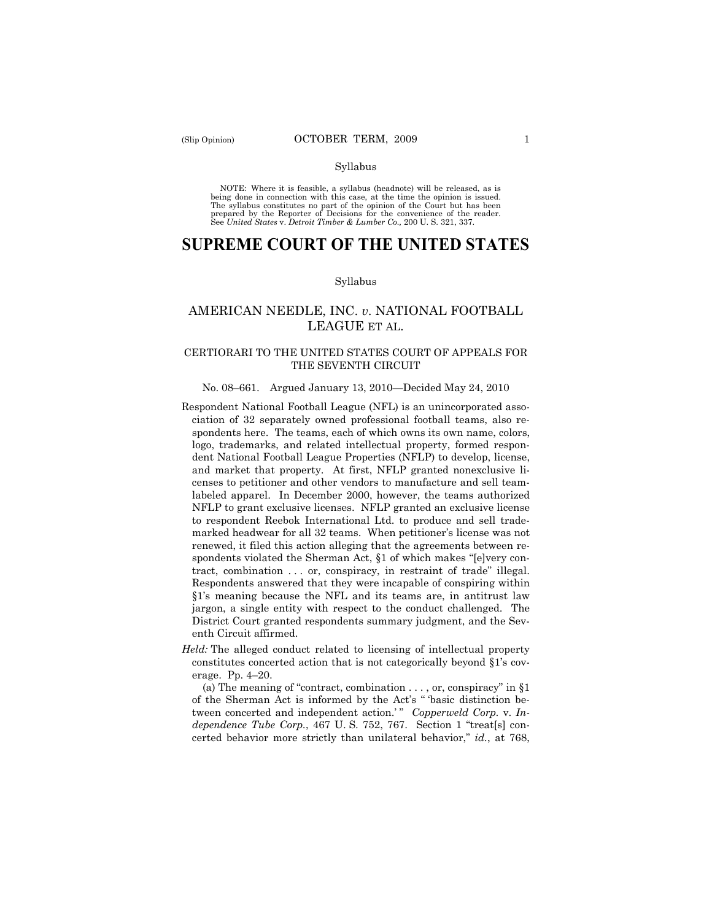Syllabus

NOTE: Where it is feasible, a syllabus (headnote) will be released, as is being done in connection with this case, at the time the opinion is issued. The syllabus constitutes no part of the opinion of the Court but has been prepared by the Reporter of Decisions for the convenience of the reader. See *United States* v. *Detroit Timber & Lumber Co.,* 200 U. S. 321, 337.

# SUPREME COURT OF THE UNITED STATES

Syllabus

## AMERICAN NEEDLE, INC. *v*. NATIONAL FOOTBALL LEAGUE ET AL.

### CERTIORARI TO THE UNITED STATES COURT OF APPEALS FOR THE SEVENTH CIRCUIT

No. 08–661. Argued January 13, 2010—Decided May 24, 2010

Respondent National Football League (NFL) is an unincorporated association of 32 separately owned professional football teams, also respondents here. The teams, each of which owns its own name, colors, logo, trademarks, and related intellectual property, formed respondent National Football League Properties (NFLP) to develop, license, and market that property. At first, NFLP granted nonexclusive licenses to petitioner and other vendors to manufacture and sell team-labeled apparel. In December 2000, however, the teams authorized NFLP to grant exclusive licenses. NFLP granted an exclusive license to respondent Reebok International Ltd. to produce and sell trademarked headwear for all 32 teams. When petitioner's license was not renewed, it filed this action alleging that the agreements between respondents violated the Sherman Act, §1 of which makes "[e]very contract, combination . . . or, conspiracy, in restraint of trade" illegal. Respondents answered that they were incapable of conspiring within §1's meaning because the NFL and its teams are, in antitrust law jargon, a single entity with respect to the conduct challenged. The District Court granted respondents summary judgment, and the Seventh Circuit affirmed.

*Held:* The alleged conduct related to licensing of intellectual property constitutes concerted action that is not categorically beyond §1's coverage. Pp. 4–20.

(a) The meaning of "contract, combination . . . , or, conspiracy" in §1 of the Sherman Act is informed by the Act's " 'basic distinction between concerted and independent action.' " *Copperweld Corp.* v. *Independence Tube Corp.*, 467 U. S. 752, 767. Section 1 "treat[s] concerted behavior more strictly than unilateral behavior," *id.*, at 768,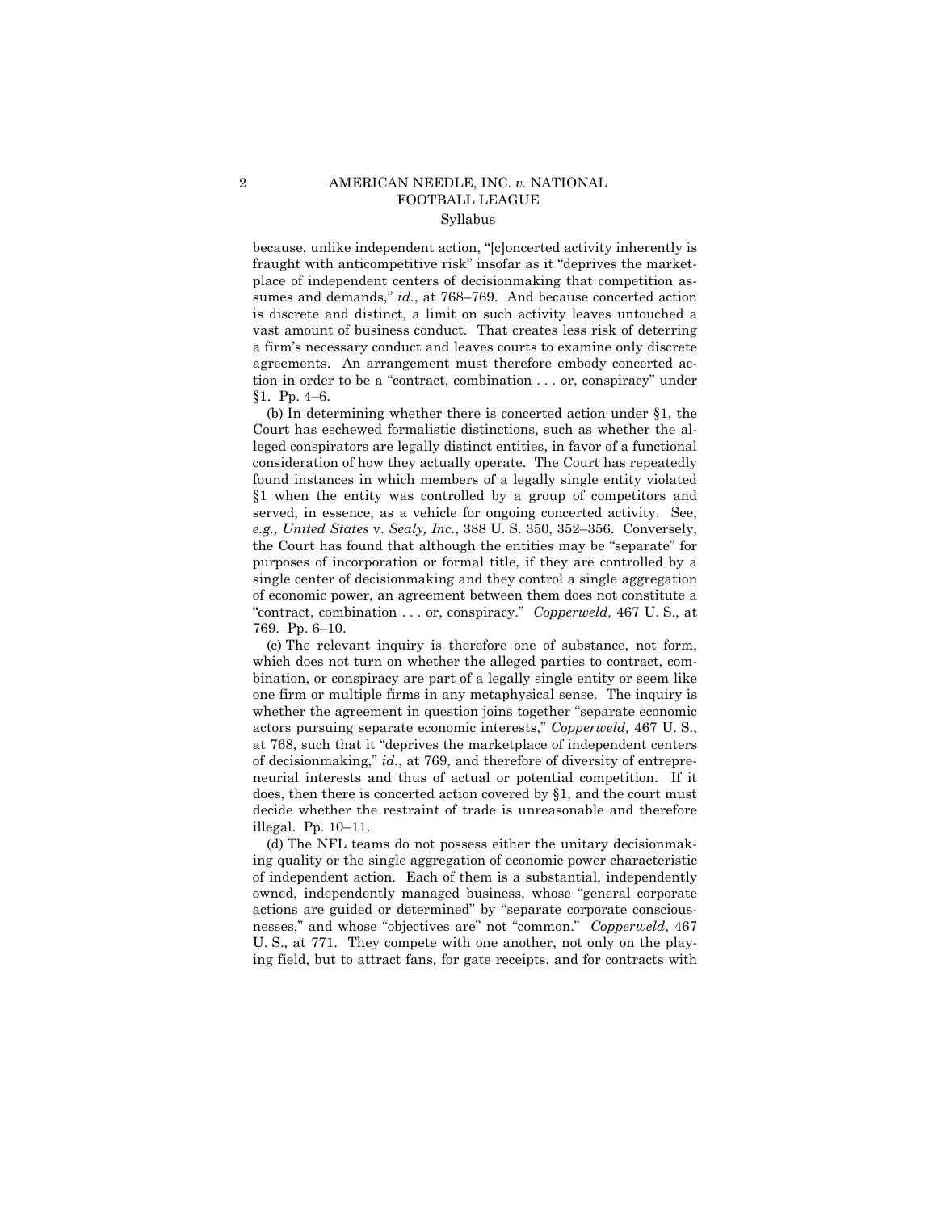because, unlike independent action, "[c]oncerted activity inherently is fraught with anticompetitive risk" insofar as it "deprives the marketplace of independent centers of decisionmaking that competition assumes and demands," *id.*, at 768–769. And because concerted action is discrete and distinct, a limit on such activity leaves untouched a vast amount of business conduct. That creates less risk of deterring a firm's necessary conduct and leaves courts to examine only discrete agreements. An arrangement must therefore embody concerted action in order to be a "contract, combination . . . or, conspiracy" under §1. Pp. 4–6.

(b) In determining whether there is concerted action under §1, the Court has eschewed formalistic distinctions, such as whether the alleged conspirators are legally distinct entities, in favor of a functional consideration of how they actually operate. The Court has repeatedly found instances in which members of a legally single entity violated §1 when the entity was controlled by a group of competitors and served, in essence, as a vehicle for ongoing concerted activity. See, *e.g., United States* v. *Sealy, Inc.*, 388 U. S. 350, 352–356. Conversely, the Court has found that although the entities may be "separate" for purposes of incorporation or formal title, if they are controlled by a single center of decisionmaking and they control a single aggregation of economic power, an agreement between them does not constitute a "contract, combination . . . or, conspiracy." *Copperweld,* 467 U. S., at 769. Pp. 6–10.

(c) The relevant inquiry is therefore one of substance, not form, which does not turn on whether the alleged parties to contract, combination, or conspiracy are part of a legally single entity or seem like one firm or multiple firms in any metaphysical sense. The inquiry is whether the agreement in question joins together "separate economic actors pursuing separate economic interests," *Copperweld,* 467 U. S., at 768, such that it "deprives the marketplace of independent centers of decisionmaking," *id.*, at 769, and therefore of diversity of entrepreneurial interests and thus of actual or potential competition. If it does, then there is concerted action covered by §1, and the court must decide whether the restraint of trade is unreasonable and therefore illegal. Pp. 10–11.

(d) The NFL teams do not possess either the unitary decisionmaking quality or the single aggregation of economic power characteristic of independent action. Each of them is a substantial, independently owned, independently managed business, whose "general corporate actions are guided or determined" by "separate corporate consciousnesses," and whose "objectives are" not "common." *Copperweld*, 467 U. S., at 771. They compete with one another, not only on the playing field, but to attract fans, for gate receipts, and for contracts with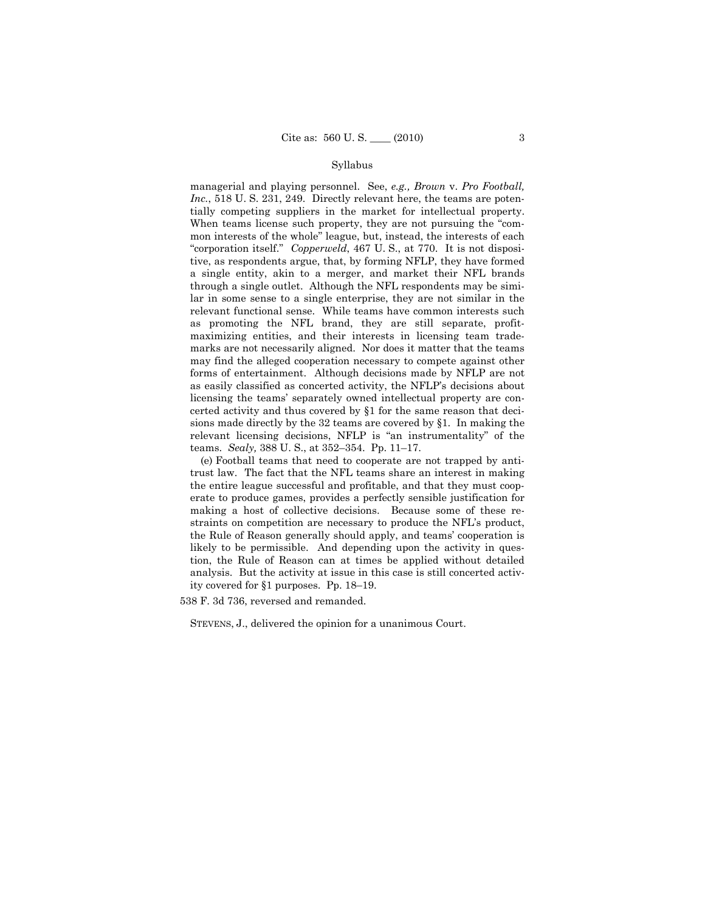managerial and playing personnel. See, *e.g., Brown* v. *Pro Football, Inc.*, 518 U. S. 231, 249. Directly relevant here, the teams are potentially competing suppliers in the market for intellectual property. When teams license such property, they are not pursuing the "common interests of the whole" league, but, instead, the interests of each "corporation itself." *Copperweld*, 467 U. S., at 770. It is not dispositive, as respondents argue, that, by forming NFLP, they have formed a single entity, akin to a merger, and market their NFL brands through a single outlet. Although the NFL respondents may be similar in some sense to a single enterprise, they are not similar in the relevant functional sense. While teams have common interests such as promoting the NFL brand, they are still separate, profit-maximizing entities, and their interests in licensing team trademarks are not necessarily aligned. Nor does it matter that the teams may find the alleged cooperation necessary to compete against other forms of entertainment. Although decisions made by NFLP are not as easily classified as concerted activity, the NFLP's decisions about licensing the teams' separately owned intellectual property are concerted activity and thus covered by §1 for the same reason that decisions made directly by the 32 teams are covered by §1. In making the relevant licensing decisions, NFLP is "an instrumentality" of the teams. *Sealy,* 388 U. S., at 352–354. Pp. 11–17.

(e) Football teams that need to cooperate are not trapped by antitrust law. The fact that the NFL teams share an interest in making the entire league successful and profitable, and that they must cooperate to produce games, provides a perfectly sensible justification for making a host of collective decisions. Because some of these restraints on competition are necessary to produce the NFL's product, the Rule of Reason generally should apply, and teams' cooperation is likely to be permissible. And depending upon the activity in question, the Rule of Reason can at times be applied without detailed analysis. But the activity at issue in this case is still concerted activity covered for §1 purposes. Pp. 18–19.

538 F. 3d 736, reversed and remanded.

STEVENS, J., delivered the opinion for a unanimous Court.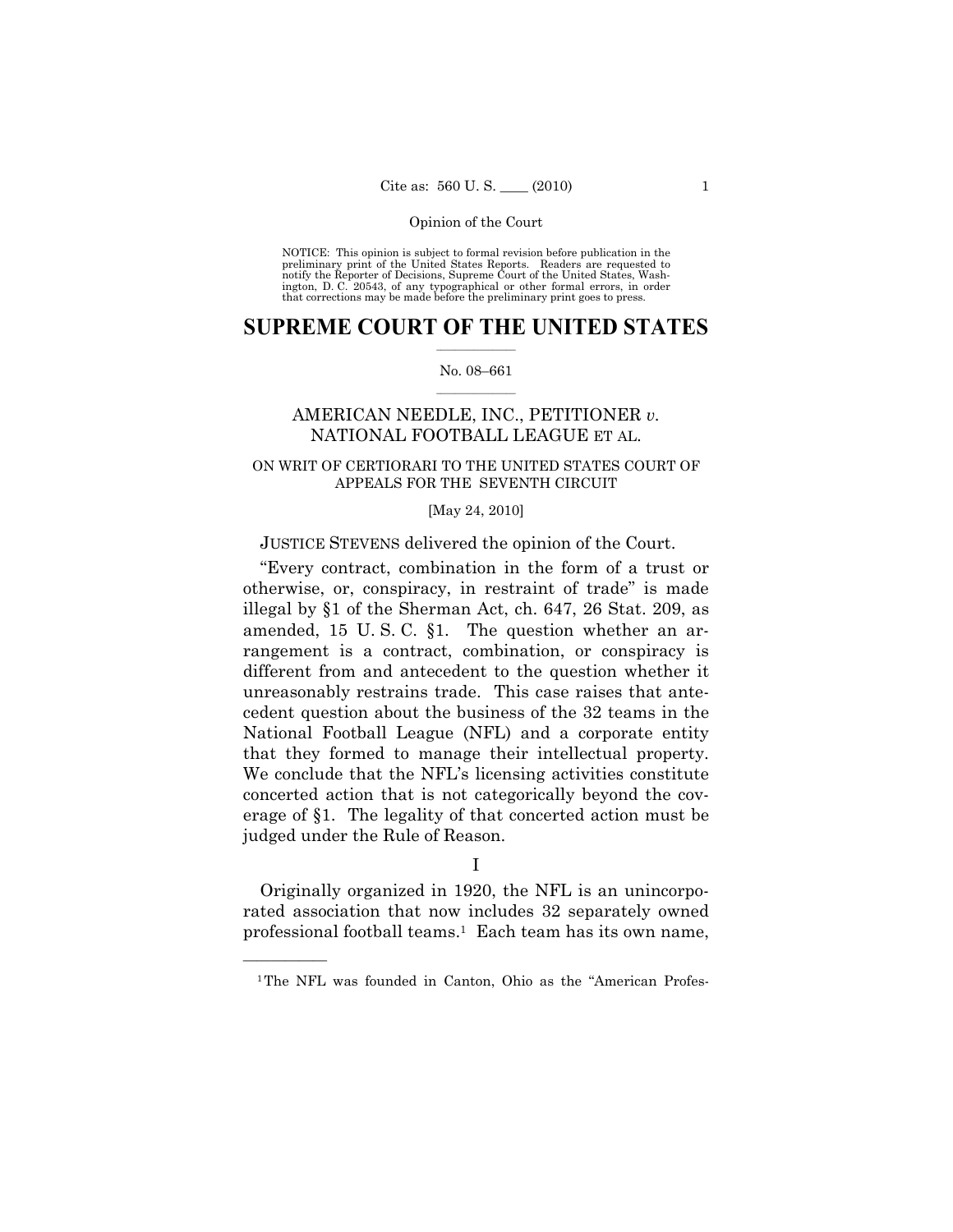NOTICE: This opinion is subject to formal revision before publication in the preliminary print of the United States Reports. Readers are requested to notify the Reporter of Decisions, Supreme Court of the United States, Washington, D. C. 20543, of any typographical or other formal errors, in order that corrections may be made before the preliminary print goes to press.

# SUPREME COURT OF THE UNITED STATES

No. 08–661

AMERICAN NEEDLE, INC., PETITIONER *v.* NATIONAL FOOTBALL LEAGUE ET AL.

ON WRIT OF CERTIORARI TO THE UNITED STATES COURT OF APPEALS FOR THE SEVENTH CIRCUIT

[May 24, 2010]

JUSTICE STEVENS delivered the opinion of the Court.

"Every contract, combination in the form of a trust or otherwise, or, conspiracy, in restraint of trade" is made illegal by §1 of the Sherman Act, ch. 647, 26 Stat. 209, as amended, 15 U. S. C. §1. The question whether an arrangement is a contract, combination, or conspiracy is different from and antecedent to the question whether it unreasonably restrains trade. This case raises that antecedent question about the business of the 32 teams in the National Football League (NFL) and a corporate entity that they formed to manage their intellectual property. We conclude that the NFL's licensing activities constitute concerted action that is not categorically beyond the coverage of §1. The legality of that concerted action must be judged under the Rule of Reason.

I

Originally organized in 1920, the NFL is an unincorporated association that now includes 32 separately owned professional football teams.[1] Each team has its own name,

---

[1] The NFL was founded in Canton, Ohio as the "American Profes-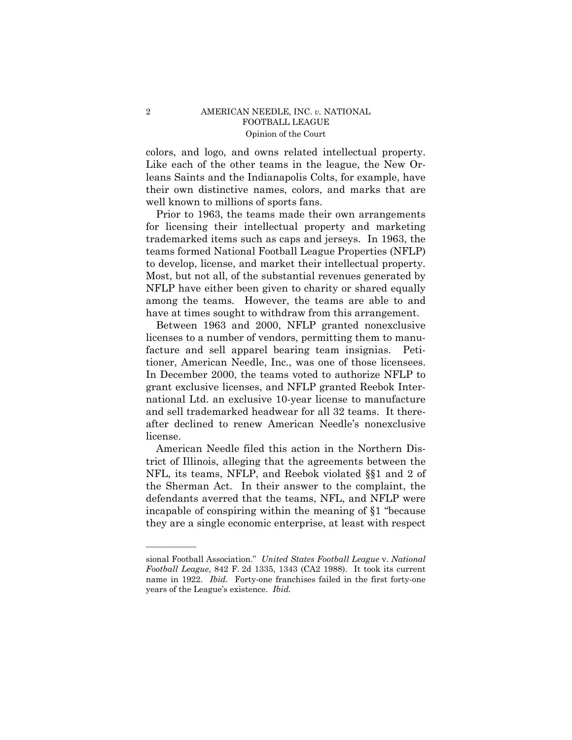colors, and logo, and owns related intellectual property. Like each of the other teams in the league, the New Orleans Saints and the Indianapolis Colts, for example, have their own distinctive names, colors, and marks that are well known to millions of sports fans.

Prior to 1963, the teams made their own arrangements for licensing their intellectual property and marketing trademarked items such as caps and jerseys. In 1963, the teams formed National Football League Properties (NFLP) to develop, license, and market their intellectual property. Most, but not all, of the substantial revenues generated by NFLP have either been given to charity or shared equally among the teams. However, the teams are able to and have at times sought to withdraw from this arrangement.

Between 1963 and 2000, NFLP granted nonexclusive licenses to a number of vendors, permitting them to manufacture and sell apparel bearing team insignias. Petitioner, American Needle, Inc., was one of those licensees. In December 2000, the teams voted to authorize NFLP to grant exclusive licenses, and NFLP granted Reebok International Ltd. an exclusive 10-year license to manufacture and sell trademarked headwear for all 32 teams. It thereafter declined to renew American Needle's nonexclusive license.

American Needle filed this action in the Northern District of Illinois, alleging that the agreements between the NFL, its teams, NFLP, and Reebok violated §§1 and 2 of the Sherman Act. In their answer to the complaint, the defendants averred that the teams, NFL, and NFLP were incapable of conspiring within the meaning of §1 "because they are a single economic enterprise, at least with respect

---

sional Football Association." *United States Football League* v. *National Football League*, 842 F. 2d 1335, 1343 (CA2 1988). It took its current name in 1922. *Ibid.* Forty-one franchises failed in the first forty-one years of the League's existence. *Ibid.*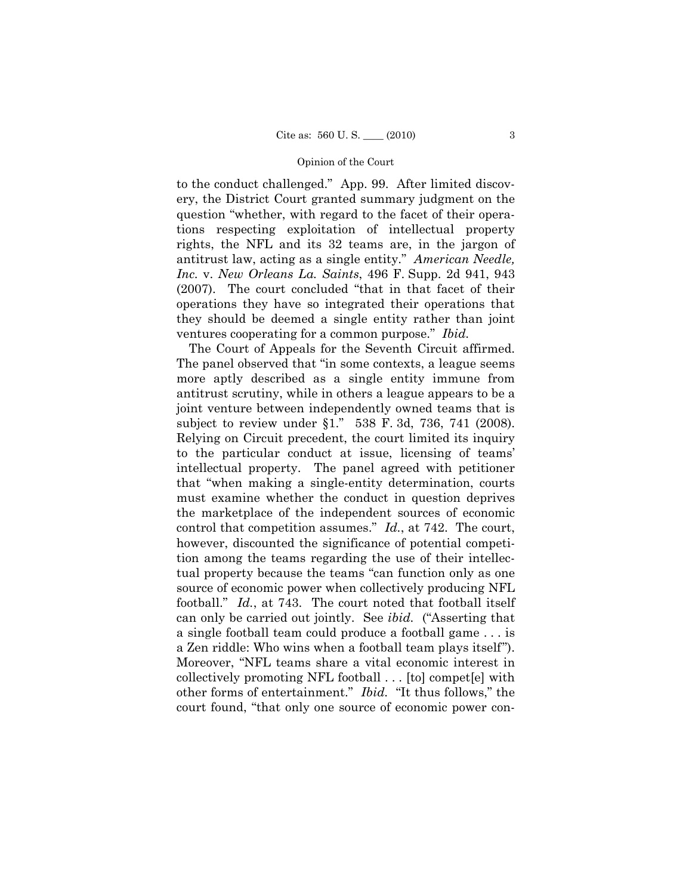to the conduct challenged." App. 99. After limited discovery, the District Court granted summary judgment on the question "whether, with regard to the facet of their operations respecting exploitation of intellectual property rights, the NFL and its 32 teams are, in the jargon of antitrust law, acting as a single entity." *American Needle, Inc.* v. *New Orleans La. Saints*, 496 F. Supp. 2d 941, 943 (2007). The court concluded "that in that facet of their operations they have so integrated their operations that they should be deemed a single entity rather than joint ventures cooperating for a common purpose." *Ibid.*

The Court of Appeals for the Seventh Circuit affirmed. The panel observed that "in some contexts, a league seems more aptly described as a single entity immune from antitrust scrutiny, while in others a league appears to be a joint venture between independently owned teams that is subject to review under §1." 538 F. 3d, 736, 741 (2008). Relying on Circuit precedent, the court limited its inquiry to the particular conduct at issue, licensing of teams' intellectual property. The panel agreed with petitioner that "when making a single-entity determination, courts must examine whether the conduct in question deprives the marketplace of the independent sources of economic control that competition assumes." *Id.*, at 742. The court, however, discounted the significance of potential competition among the teams regarding the use of their intellectual property because the teams "can function only as one source of economic power when collectively producing NFL football." *Id.*, at 743. The court noted that football itself can only be carried out jointly. See *ibid.* ("Asserting that a single football team could produce a football game . . . is a Zen riddle: Who wins when a football team plays itself"). Moreover, "NFL teams share a vital economic interest in collectively promoting NFL football . . . [to] compet[e] with other forms of entertainment." *Ibid.* "It thus follows," the court found, "that only one source of economic power con-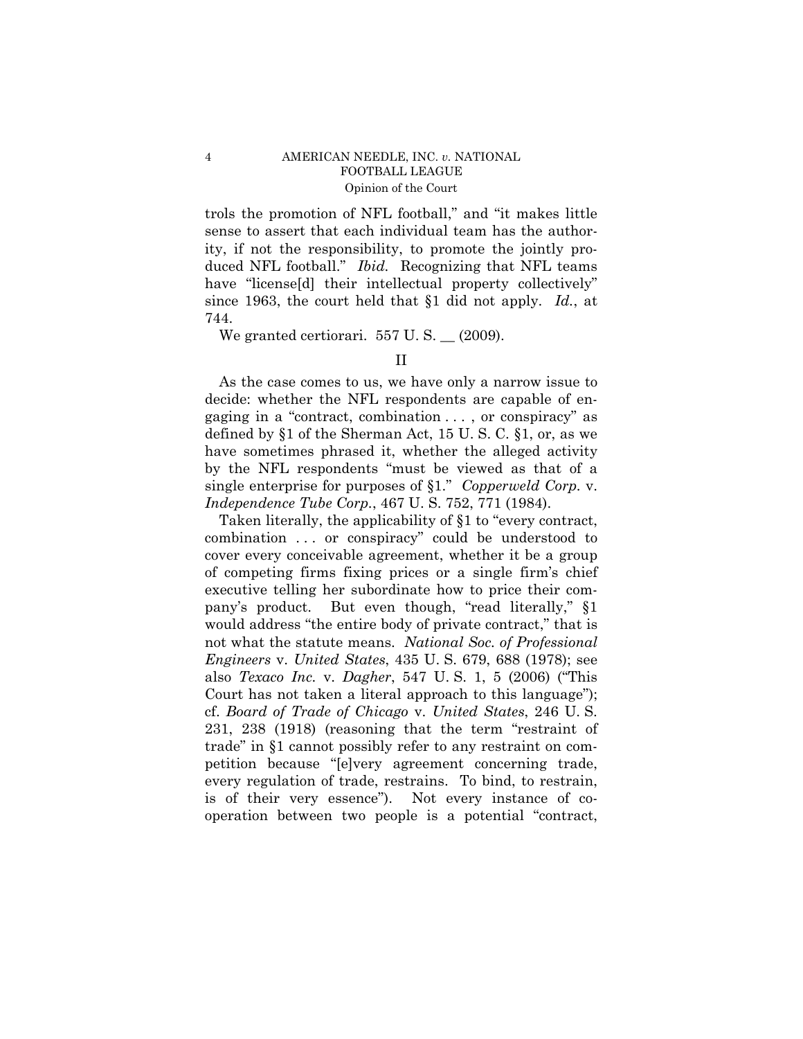trols the promotion of NFL football," and "it makes little sense to assert that each individual team has the authority, if not the responsibility, to promote the jointly produced NFL football." *Ibid.* Recognizing that NFL teams have "license[d] their intellectual property collectively" since 1963, the court held that §1 did not apply. *Id.*, at 744.

We granted certiorari. 557 U. S. __ (2009).

## II

As the case comes to us, we have only a narrow issue to decide: whether the NFL respondents are capable of engaging in a "contract, combination . . . , or conspiracy" as defined by §1 of the Sherman Act, 15 U. S. C. §1, or, as we have sometimes phrased it, whether the alleged activity by the NFL respondents "must be viewed as that of a single enterprise for purposes of §1." *Copperweld Corp.* v. *Independence Tube Corp.*, 467 U. S. 752, 771 (1984).

Taken literally, the applicability of §1 to "every contract, combination . . . or conspiracy" could be understood to cover every conceivable agreement, whether it be a group of competing firms fixing prices or a single firm's chief executive telling her subordinate how to price their company's product. But even though, "read literally," §1 would address "the entire body of private contract," that is not what the statute means. *National Soc. of Professional Engineers* v. *United States*, 435 U. S. 679, 688 (1978); see also *Texaco Inc.* v. *Dagher*, 547 U. S. 1, 5 (2006) ("This Court has not taken a literal approach to this language"); cf. *Board of Trade of Chicago* v. *United States*, 246 U. S. 231, 238 (1918) (reasoning that the term "restraint of trade" in §1 cannot possibly refer to any restraint on competition because "[e]very agreement concerning trade, every regulation of trade, restrains. To bind, to restrain, is of their very essence"). Not every instance of cooperation between two people is a potential "contract,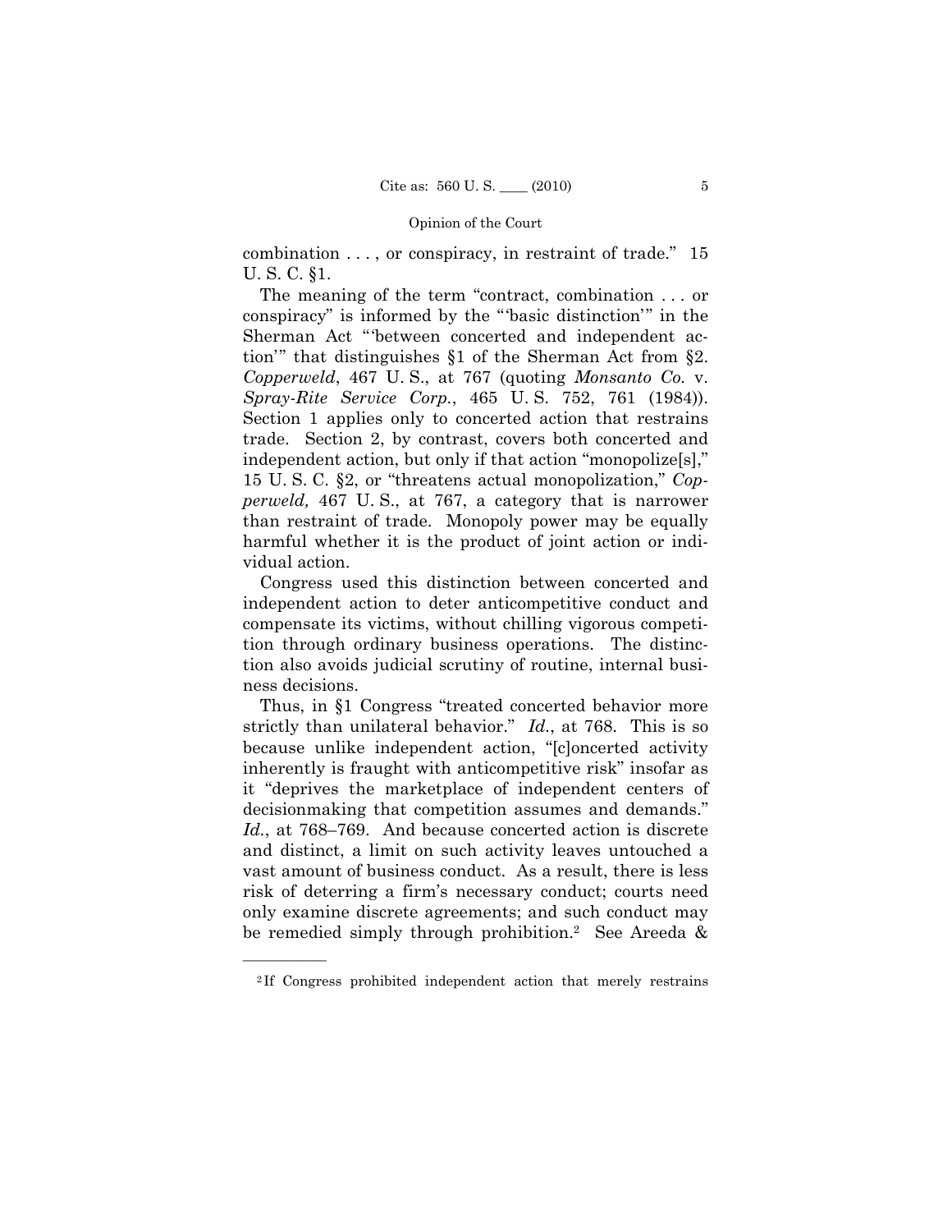combination . . . , or conspiracy, in restraint of trade." 15 U. S. C. §1.

The meaning of the term "contract, combination . . . or conspiracy" is informed by the "'basic distinction'" in the Sherman Act "'between concerted and independent action'" that distinguishes §1 of the Sherman Act from §2. *Copperweld*, 467 U. S., at 767 (quoting *Monsanto Co.* v. *Spray-Rite Service Corp.*, 465 U. S. 752, 761 (1984)). Section 1 applies only to concerted action that restrains trade. Section 2, by contrast, covers both concerted and independent action, but only if that action "monopolize[s]," 15 U. S. C. §2, or "threatens actual monopolization," *Copperweld,* 467 U. S., at 767, a category that is narrower than restraint of trade. Monopoly power may be equally harmful whether it is the product of joint action or individual action.

Congress used this distinction between concerted and independent action to deter anticompetitive conduct and compensate its victims, without chilling vigorous competition through ordinary business operations. The distinction also avoids judicial scrutiny of routine, internal business decisions.

Thus, in §1 Congress "treated concerted behavior more strictly than unilateral behavior." *Id.*, at 768. This is so because unlike independent action, "[c]oncerted activity inherently is fraught with anticompetitive risk" insofar as it "deprives the marketplace of independent centers of decisionmaking that competition assumes and demands." *Id.*, at 768–769. And because concerted action is discrete and distinct, a limit on such activity leaves untouched a vast amount of business conduct. As a result, there is less risk of deterring a firm's necessary conduct; courts need only examine discrete agreements; and such conduct may be remedied simply through prohibition.[2] See Areeda &

---

[2] If Congress prohibited independent action that merely restrains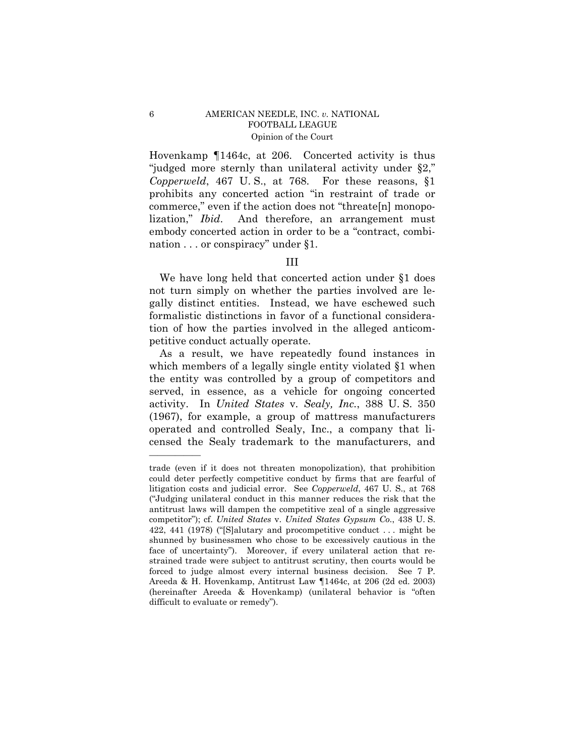Hovenkamp ¶1464c, at 206. Concerted activity is thus "judged more sternly than unilateral activity under §2," *Copperweld*, 467 U. S., at 768. For these reasons, §1 prohibits any concerted action "in restraint of trade or commerce," even if the action does not "threate[n] monopolization," *Ibid*. And therefore, an arrangement must embody concerted action in order to be a "contract, combination . . . or conspiracy" under §1.

## III

We have long held that concerted action under §1 does not turn simply on whether the parties involved are legally distinct entities. Instead, we have eschewed such formalistic distinctions in favor of a functional consideration of how the parties involved in the alleged anticompetitive conduct actually operate.

As a result, we have repeatedly found instances in which members of a legally single entity violated §1 when the entity was controlled by a group of competitors and served, in essence, as a vehicle for ongoing concerted activity. In *United States* v. *Sealy, Inc.*, 388 U. S. 350 (1967), for example, a group of mattress manufacturers operated and controlled Sealy, Inc., a company that licensed the Sealy trademark to the manufacturers, and

---

trade (even if it does not threaten monopolization), that prohibition could deter perfectly competitive conduct by firms that are fearful of litigation costs and judicial error. See *Copperweld*, 467 U. S., at 768 ("Judging unilateral conduct in this manner reduces the risk that the antitrust laws will dampen the competitive zeal of a single aggressive competitor"); cf. *United States* v. *United States Gypsum Co.*, 438 U. S. 422, 441 (1978) ("[S]alutary and procompetitive conduct . . . might be shunned by businessmen who chose to be excessively cautious in the face of uncertainty"). Moreover, if every unilateral action that restrained trade were subject to antitrust scrutiny, then courts would be forced to judge almost every internal business decision. See 7 P. Areeda & H. Hovenkamp, Antitrust Law ¶1464c, at 206 (2d ed. 2003) (hereinafter Areeda & Hovenkamp) (unilateral behavior is "often difficult to evaluate or remedy").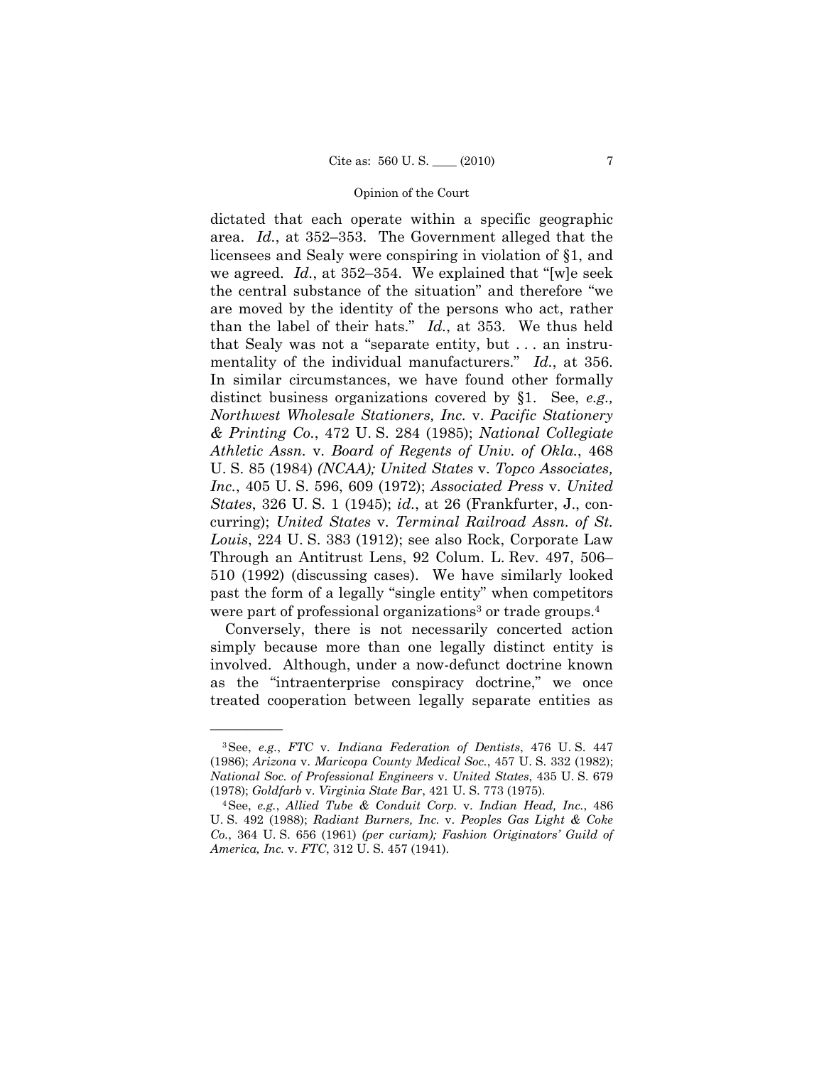dictated that each operate within a specific geographic area. *Id.*, at 352–353. The Government alleged that the licensees and Sealy were conspiring in violation of §1, and we agreed. *Id.*, at 352–354. We explained that "[w]e seek the central substance of the situation" and therefore "we are moved by the identity of the persons who act, rather than the label of their hats." *Id.*, at 353. We thus held that Sealy was not a "separate entity, but . . . an instrumentality of the individual manufacturers." *Id.*, at 356. In similar circumstances, we have found other formally distinct business organizations covered by §1. See, *e.g., Northwest Wholesale Stationers, Inc.* v. *Pacific Stationery & Printing Co.*, 472 U. S. 284 (1985); *National Collegiate Athletic Assn.* v. *Board of Regents of Univ. of Okla.*, 468 U. S. 85 (1984) *(NCAA); United States* v. *Topco Associates, Inc.*, 405 U. S. 596, 609 (1972); *Associated Press* v. *United States*, 326 U. S. 1 (1945); *id.*, at 26 (Frankfurter, J., concurring); *United States* v. *Terminal Railroad Assn. of St. Louis*, 224 U. S. 383 (1912); see also Rock, Corporate Law Through an Antitrust Lens, 92 Colum. L. Rev. 497, 506–510 (1992) (discussing cases). We have similarly looked past the form of a legally "single entity" when competitors were part of professional organizations[3] or trade groups.[4]

Conversely, there is not necessarily concerted action simply because more than one legally distinct entity is involved. Although, under a now-defunct doctrine known as the "intraenterprise conspiracy doctrine," we once treated cooperation between legally separate entities as

---

[3] See, *e.g.*, *FTC* v. *Indiana Federation of Dentists*, 476 U. S. 447 (1986); *Arizona* v. *Maricopa County Medical Soc.*, 457 U. S. 332 (1982); *National Soc. of Professional Engineers* v. *United States*, 435 U. S. 679 (1978); *Goldfarb* v. *Virginia State Bar*, 421 U. S. 773 (1975).

[4] See, *e.g.*, *Allied Tube & Conduit Corp.* v. *Indian Head, Inc.*, 486 U. S. 492 (1988); *Radiant Burners, Inc.* v. *Peoples Gas Light & Coke Co.*, 364 U. S. 656 (1961) *(per curiam); Fashion Originators' Guild of America, Inc.* v. *FTC*, 312 U. S. 457 (1941).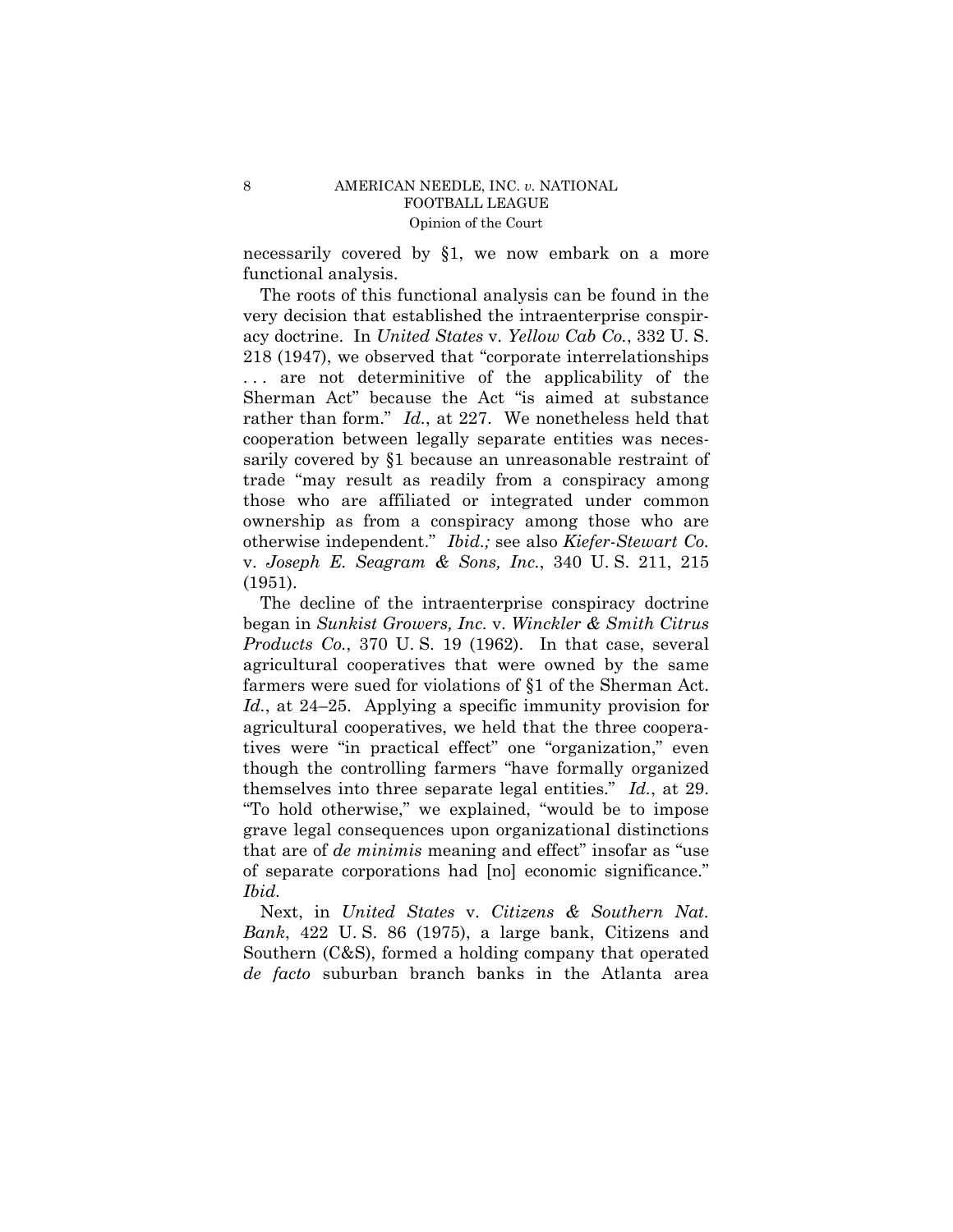necessarily covered by §1, we now embark on a more functional analysis.

The roots of this functional analysis can be found in the very decision that established the intraenterprise conspiracy doctrine. In *United States* v. *Yellow Cab Co.*, 332 U. S. 218 (1947), we observed that "corporate interrelationships . . . are not determinitive of the applicability of the Sherman Act" because the Act "is aimed at substance rather than form." *Id.*, at 227. We nonetheless held that cooperation between legally separate entities was necessarily covered by §1 because an unreasonable restraint of trade "may result as readily from a conspiracy among those who are affiliated or integrated under common ownership as from a conspiracy among those who are otherwise independent." *Ibid.;* see also *Kiefer-Stewart Co.* v. *Joseph E. Seagram & Sons, Inc.*, 340 U. S. 211, 215 (1951).

The decline of the intraenterprise conspiracy doctrine began in *Sunkist Growers, Inc.* v. *Winckler & Smith Citrus Products Co.*, 370 U. S. 19 (1962). In that case, several agricultural cooperatives that were owned by the same farmers were sued for violations of §1 of the Sherman Act. *Id.*, at 24–25. Applying a specific immunity provision for agricultural cooperatives, we held that the three cooperatives were "in practical effect" one "organization," even though the controlling farmers "have formally organized themselves into three separate legal entities." *Id.*, at 29. "To hold otherwise," we explained, "would be to impose grave legal consequences upon organizational distinctions that are of *de minimis* meaning and effect" insofar as "use of separate corporations had [no] economic significance." *Ibid.*

Next, in *United States* v. *Citizens & Southern Nat. Bank*, 422 U. S. 86 (1975), a large bank, Citizens and Southern (C&S), formed a holding company that operated *de facto* suburban branch banks in the Atlanta area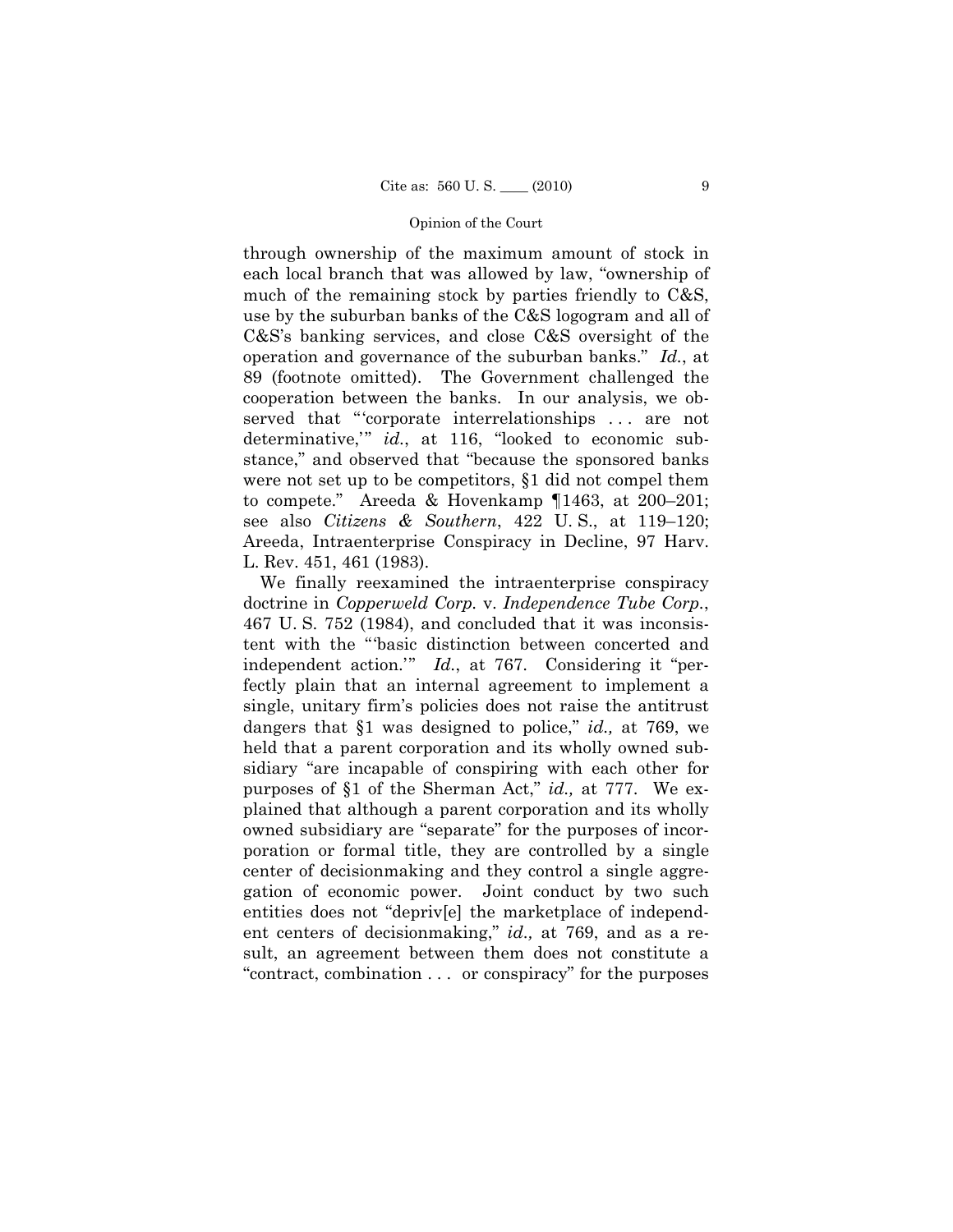through ownership of the maximum amount of stock in each local branch that was allowed by law, "ownership of much of the remaining stock by parties friendly to C&S, use by the suburban banks of the C&S logogram and all of C&S's banking services, and close C&S oversight of the operation and governance of the suburban banks." *Id.*, at 89 (footnote omitted). The Government challenged the cooperation between the banks. In our analysis, we observed that "'corporate interrelationships . . . are not determinative,'" *id.*, at 116, "looked to economic substance," and observed that "because the sponsored banks were not set up to be competitors, §1 did not compel them to compete." Areeda & Hovenkamp ¶1463, at 200–201; see also *Citizens & Southern*, 422 U. S., at 119–120; Areeda, Intraenterprise Conspiracy in Decline, 97 Harv. L. Rev. 451, 461 (1983).

We finally reexamined the intraenterprise conspiracy doctrine in *Copperweld Corp.* v. *Independence Tube Corp.*, 467 U. S. 752 (1984), and concluded that it was inconsistent with the "'basic distinction between concerted and independent action.'" *Id.*, at 767. Considering it "perfectly plain that an internal agreement to implement a single, unitary firm's policies does not raise the antitrust dangers that §1 was designed to police," *id.,* at 769, we held that a parent corporation and its wholly owned subsidiary "are incapable of conspiring with each other for purposes of §1 of the Sherman Act," *id.,* at 777. We explained that although a parent corporation and its wholly owned subsidiary are "separate" for the purposes of incorporation or formal title, they are controlled by a single center of decisionmaking and they control a single aggregation of economic power. Joint conduct by two such entities does not "depriv[e] the marketplace of independent centers of decisionmaking," *id.,* at 769, and as a result, an agreement between them does not constitute a "contract, combination . . . or conspiracy" for the purposes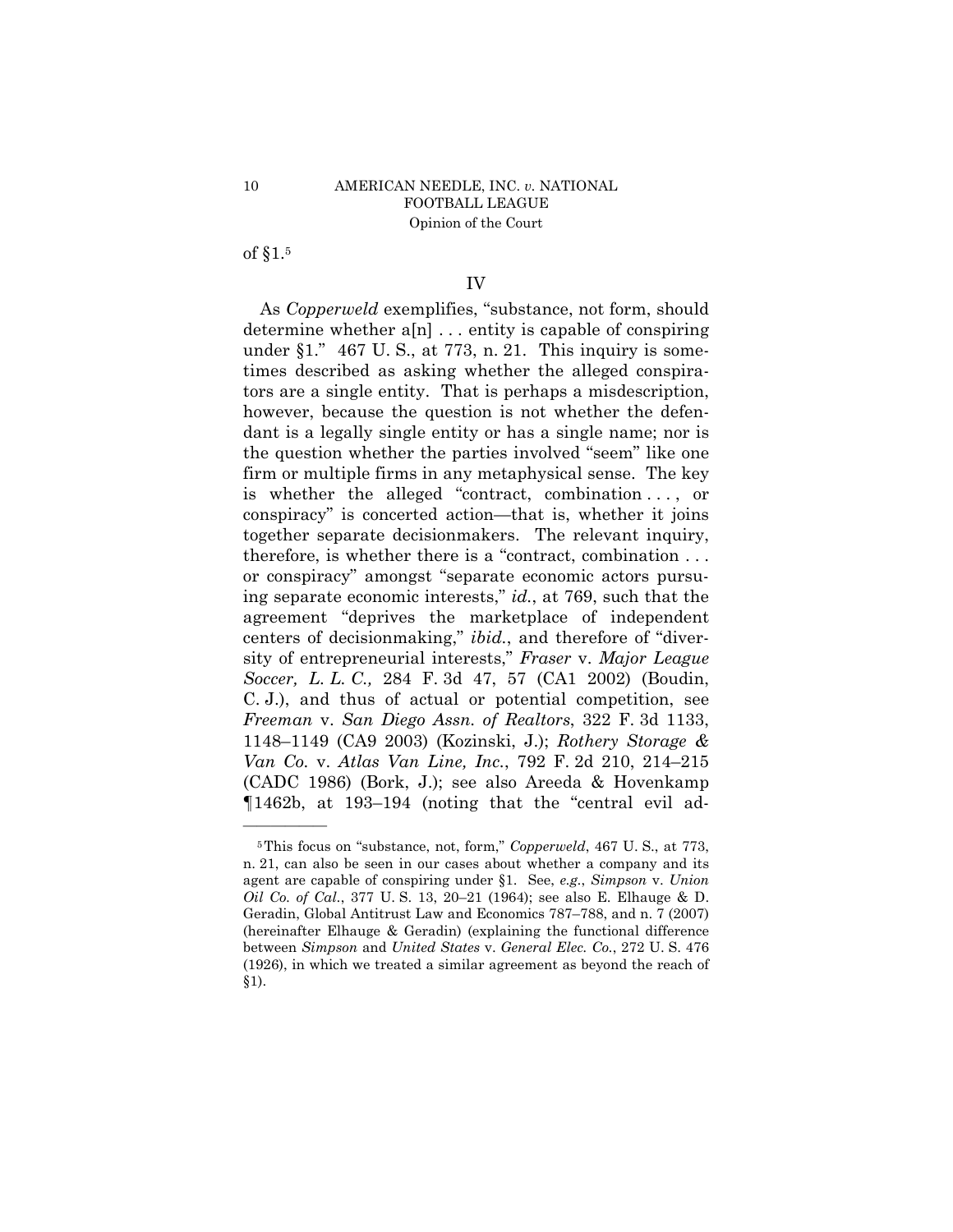of §1.[5]

## IV

As *Copperweld* exemplifies, "substance, not form, should determine whether a[n] . . . entity is capable of conspiring under §1." 467 U. S., at 773, n. 21. This inquiry is sometimes described as asking whether the alleged conspirators are a single entity. That is perhaps a misdescription, however, because the question is not whether the defendant is a legally single entity or has a single name; nor is the question whether the parties involved "seem" like one firm or multiple firms in any metaphysical sense. The key is whether the alleged "contract, combination . . . , or conspiracy" is concerted action—that is, whether it joins together separate decisionmakers. The relevant inquiry, therefore, is whether there is a "contract, combination . . . or conspiracy" amongst "separate economic actors pursuing separate economic interests," *id.*, at 769, such that the agreement "deprives the marketplace of independent centers of decisionmaking," *ibid.*, and therefore of "diversity of entrepreneurial interests," *Fraser* v. *Major League Soccer, L. L. C.,* 284 F. 3d 47, 57 (CA1 2002) (Boudin, C. J.), and thus of actual or potential competition, see *Freeman* v. *San Diego Assn. of Realtors*, 322 F. 3d 1133, 1148–1149 (CA9 2003) (Kozinski, J.); *Rothery Storage & Van Co.* v. *Atlas Van Line, Inc.*, 792 F. 2d 210, 214–215 (CADC 1986) (Bork, J.); see also Areeda & Hovenkamp ¶1462b, at 193–194 (noting that the "central evil ad-

---

[5] This focus on "substance, not, form," *Copperweld*, 467 U. S., at 773, n. 21, can also be seen in our cases about whether a company and its agent are capable of conspiring under §1. See, *e.g.*, *Simpson* v. *Union Oil Co. of Cal.*, 377 U. S. 13, 20–21 (1964); see also E. Elhauge & D. Geradin, Global Antitrust Law and Economics 787–788, and n. 7 (2007) (hereinafter Elhauge & Geradin) (explaining the functional difference between *Simpson* and *United States* v. *General Elec. Co.*, 272 U. S. 476 (1926), in which we treated a similar agreement as beyond the reach of §1).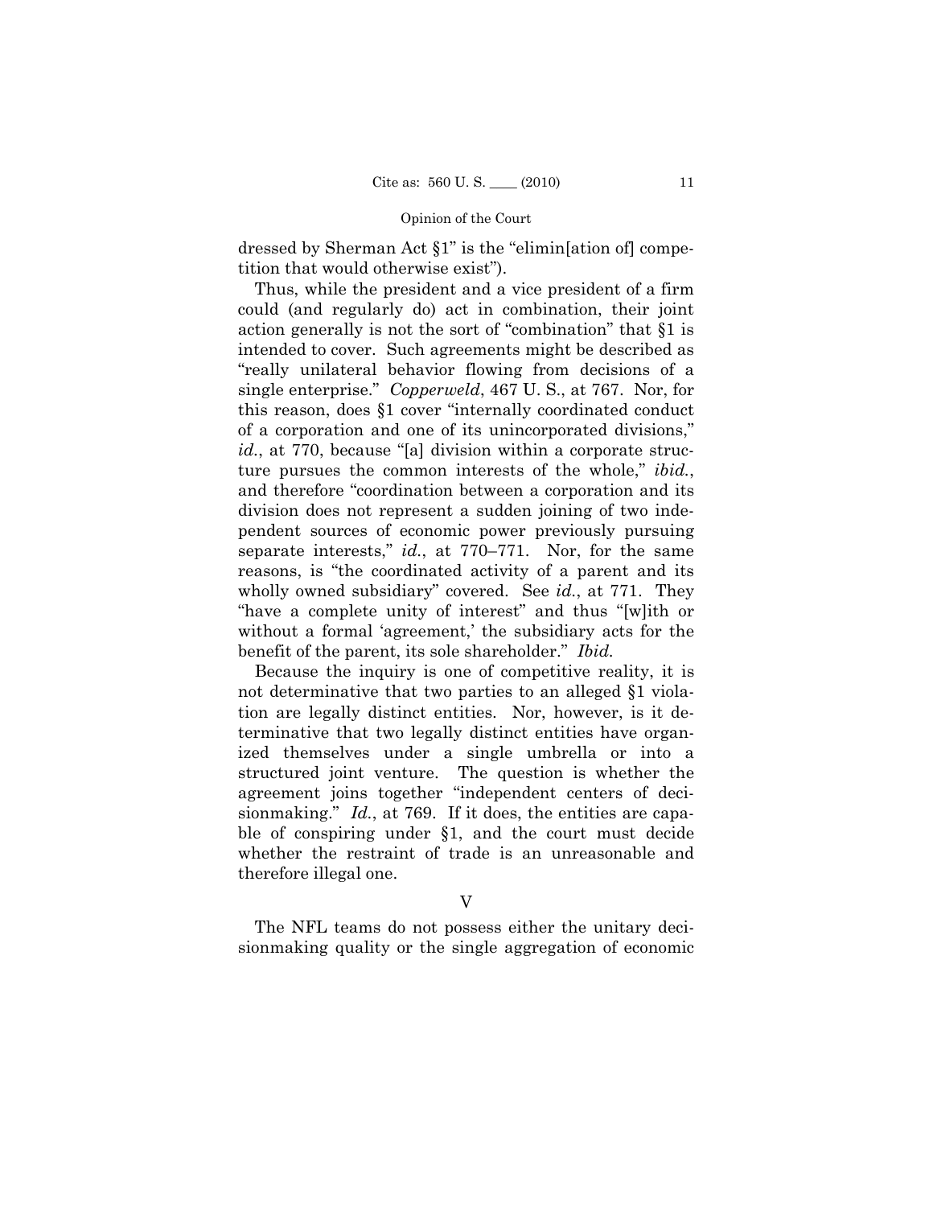dressed by Sherman Act §1" is the "elimin[ation of] competition that would otherwise exist").

Thus, while the president and a vice president of a firm could (and regularly do) act in combination, their joint action generally is not the sort of "combination" that §1 is intended to cover. Such agreements might be described as "really unilateral behavior flowing from decisions of a single enterprise." *Copperweld*, 467 U. S., at 767. Nor, for this reason, does §1 cover "internally coordinated conduct of a corporation and one of its unincorporated divisions," *id.*, at 770, because "[a] division within a corporate structure pursues the common interests of the whole," *ibid.*, and therefore "coordination between a corporation and its division does not represent a sudden joining of two independent sources of economic power previously pursuing separate interests," *id.*, at 770–771. Nor, for the same reasons, is "the coordinated activity of a parent and its wholly owned subsidiary" covered. See *id.*, at 771. They "have a complete unity of interest" and thus "[w]ith or without a formal 'agreement,' the subsidiary acts for the benefit of the parent, its sole shareholder." *Ibid.*

Because the inquiry is one of competitive reality, it is not determinative that two parties to an alleged §1 violation are legally distinct entities. Nor, however, is it determinative that two legally distinct entities have organized themselves under a single umbrella or into a structured joint venture. The question is whether the agreement joins together "independent centers of decisionmaking." *Id.*, at 769. If it does, the entities are capable of conspiring under §1, and the court must decide whether the restraint of trade is an unreasonable and therefore illegal one.

## V

The NFL teams do not possess either the unitary decisionmaking quality or the single aggregation of economic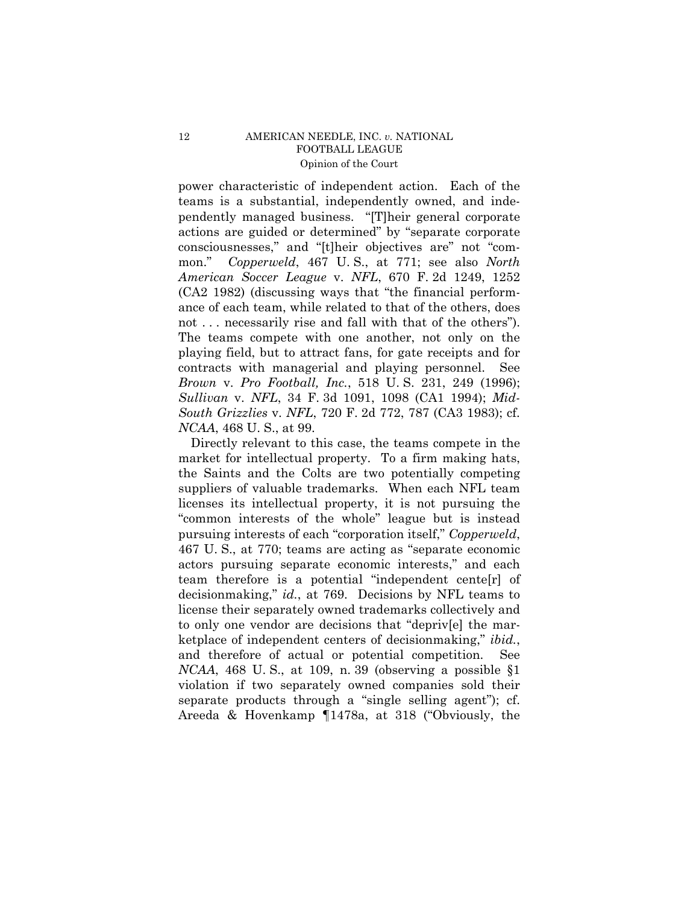power characteristic of independent action. Each of the teams is a substantial, independently owned, and independently managed business. "[T]heir general corporate actions are guided or determined" by "separate corporate consciousnesses," and "[t]heir objectives are" not "common." *Copperweld*, 467 U. S., at 771; see also *North American Soccer League* v. *NFL*, 670 F. 2d 1249, 1252 (CA2 1982) (discussing ways that "the financial performance of each team, while related to that of the others, does not . . . necessarily rise and fall with that of the others"). The teams compete with one another, not only on the playing field, but to attract fans, for gate receipts and for contracts with managerial and playing personnel. See *Brown* v. *Pro Football, Inc.*, 518 U. S. 231, 249 (1996); *Sullivan* v. *NFL*, 34 F. 3d 1091, 1098 (CA1 1994); *Mid-South Grizzlies* v. *NFL*, 720 F. 2d 772, 787 (CA3 1983); cf. *NCAA*, 468 U. S., at 99.

Directly relevant to this case, the teams compete in the market for intellectual property. To a firm making hats, the Saints and the Colts are two potentially competing suppliers of valuable trademarks. When each NFL team licenses its intellectual property, it is not pursuing the "common interests of the whole" league but is instead pursuing interests of each "corporation itself," *Copperweld*, 467 U. S., at 770; teams are acting as "separate economic actors pursuing separate economic interests," and each team therefore is a potential "independent cente[r] of decisionmaking," *id.*, at 769. Decisions by NFL teams to license their separately owned trademarks collectively and to only one vendor are decisions that "depriv[e] the marketplace of independent centers of decisionmaking," *ibid.*, and therefore of actual or potential competition. See *NCAA*, 468 U. S., at 109, n. 39 (observing a possible §1 violation if two separately owned companies sold their separate products through a "single selling agent"); cf. Areeda & Hovenkamp ¶1478a, at 318 ("Obviously, the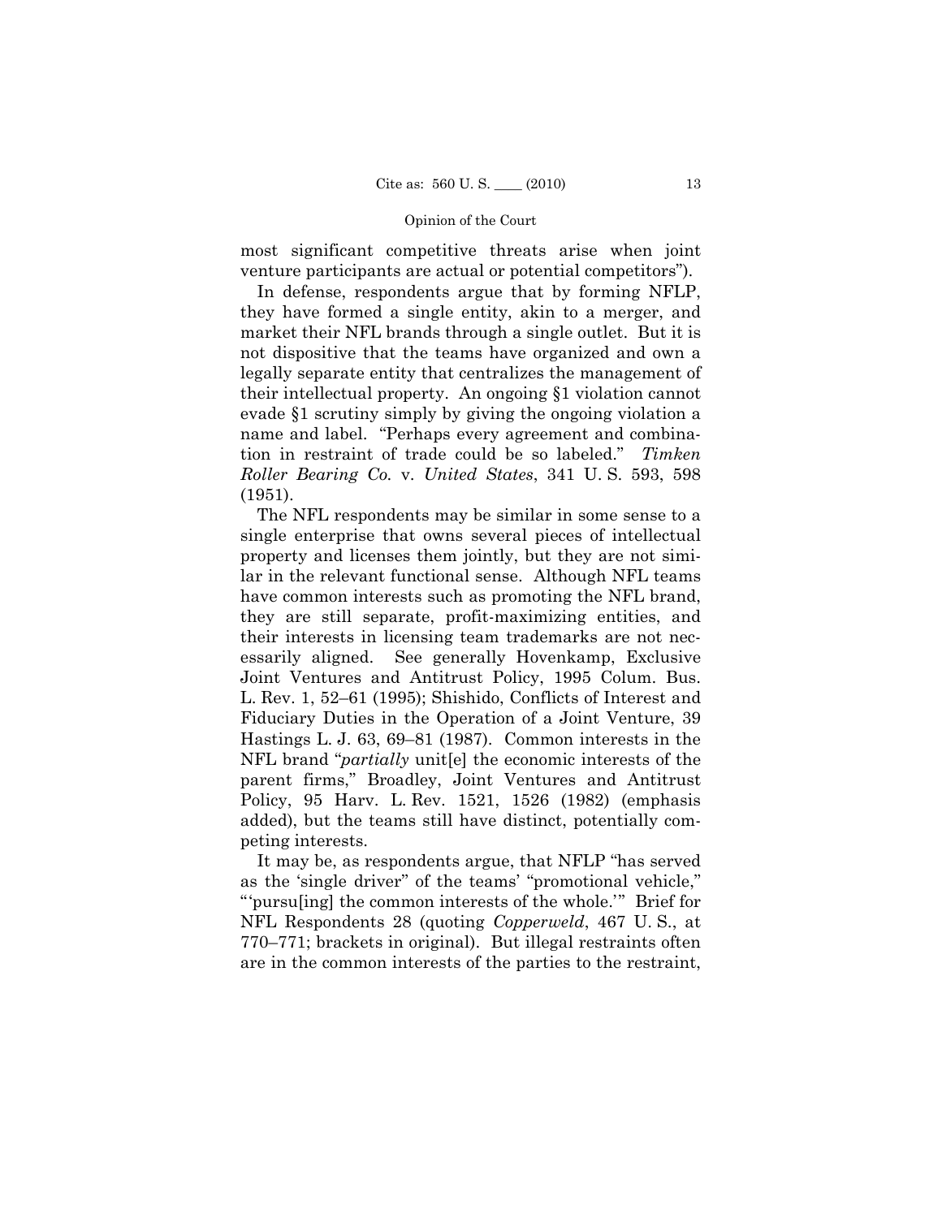most significant competitive threats arise when joint venture participants are actual or potential competitors").

In defense, respondents argue that by forming NFLP, they have formed a single entity, akin to a merger, and market their NFL brands through a single outlet. But it is not dispositive that the teams have organized and own a legally separate entity that centralizes the management of their intellectual property. An ongoing §1 violation cannot evade §1 scrutiny simply by giving the ongoing violation a name and label. "Perhaps every agreement and combination in restraint of trade could be so labeled." *Timken Roller Bearing Co.* v. *United States*, 341 U. S. 593, 598 (1951).

The NFL respondents may be similar in some sense to a single enterprise that owns several pieces of intellectual property and licenses them jointly, but they are not similar in the relevant functional sense. Although NFL teams have common interests such as promoting the NFL brand, they are still separate, profit-maximizing entities, and their interests in licensing team trademarks are not necessarily aligned. See generally Hovenkamp, Exclusive Joint Ventures and Antitrust Policy, 1995 Colum. Bus. L. Rev. 1, 52–61 (1995); Shishido, Conflicts of Interest and Fiduciary Duties in the Operation of a Joint Venture, 39 Hastings L. J. 63, 69–81 (1987). Common interests in the NFL brand "*partially* unit[e] the economic interests of the parent firms," Broadley, Joint Ventures and Antitrust Policy, 95 Harv. L. Rev. 1521, 1526 (1982) (emphasis added), but the teams still have distinct, potentially competing interests.

It may be, as respondents argue, that NFLP "has served as the 'single driver" of the teams' "promotional vehicle," "'pursu[ing] the common interests of the whole.'" Brief for NFL Respondents 28 (quoting *Copperweld*, 467 U. S., at 770–771; brackets in original). But illegal restraints often are in the common interests of the parties to the restraint,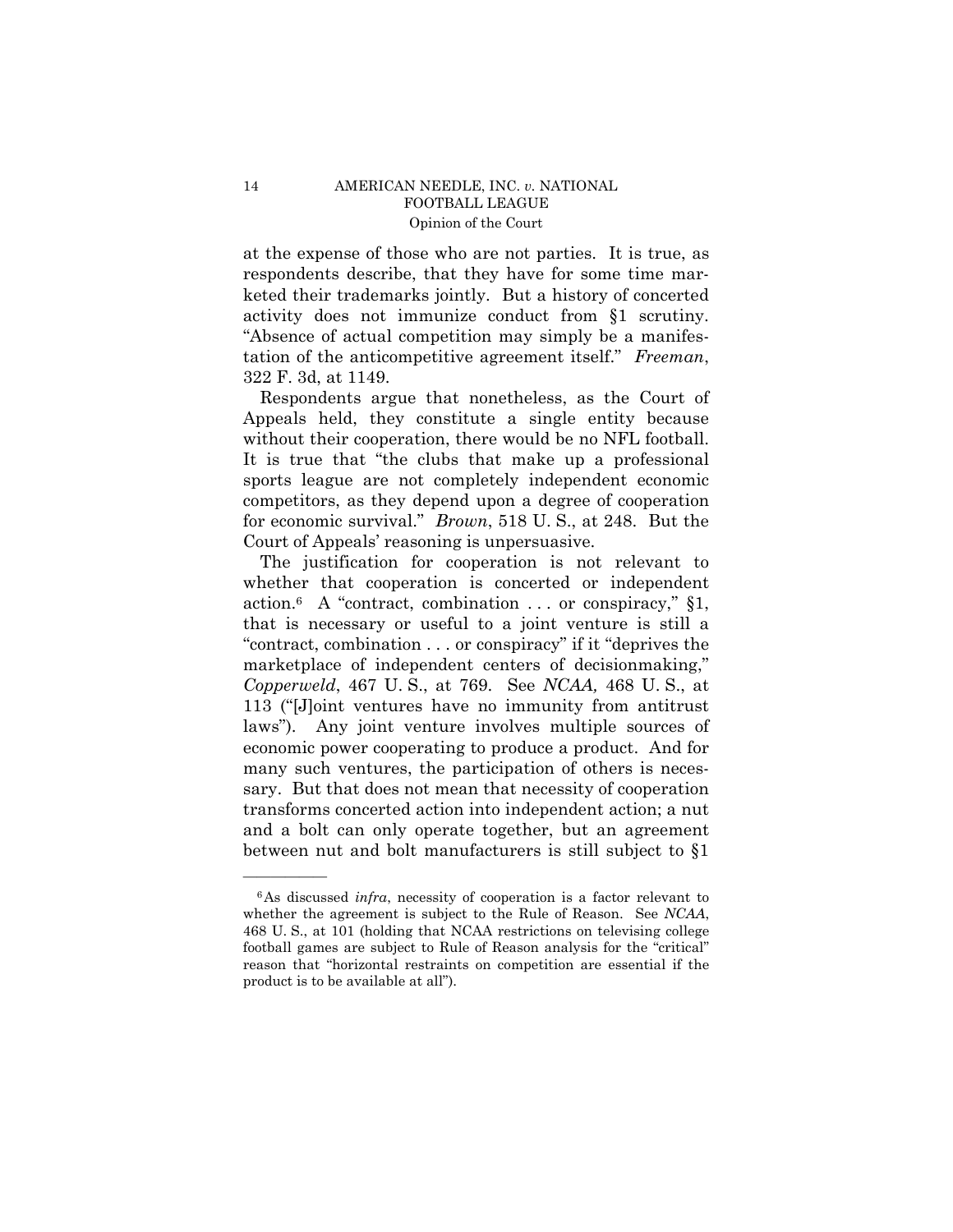at the expense of those who are not parties. It is true, as respondents describe, that they have for some time marketed their trademarks jointly. But a history of concerted activity does not immunize conduct from §1 scrutiny. "Absence of actual competition may simply be a manifestation of the anticompetitive agreement itself." *Freeman*, 322 F. 3d, at 1149.

Respondents argue that nonetheless, as the Court of Appeals held, they constitute a single entity because without their cooperation, there would be no NFL football. It is true that "the clubs that make up a professional sports league are not completely independent economic competitors, as they depend upon a degree of cooperation for economic survival." *Brown*, 518 U. S., at 248. But the Court of Appeals' reasoning is unpersuasive.

The justification for cooperation is not relevant to whether that cooperation is concerted or independent action.[6] A "contract, combination . . . or conspiracy," §1, that is necessary or useful to a joint venture is still a "contract, combination . . . or conspiracy" if it "deprives the marketplace of independent centers of decisionmaking," *Copperweld*, 467 U. S., at 769. See *NCAA,* 468 U. S., at 113 ("[J]oint ventures have no immunity from antitrust laws"). Any joint venture involves multiple sources of economic power cooperating to produce a product. And for many such ventures, the participation of others is necessary. But that does not mean that necessity of cooperation transforms concerted action into independent action; a nut and a bolt can only operate together, but an agreement between nut and bolt manufacturers is still subject to §1

---

[6] As discussed *infra*, necessity of cooperation is a factor relevant to whether the agreement is subject to the Rule of Reason. See *NCAA*, 468 U. S., at 101 (holding that NCAA restrictions on televising college football games are subject to Rule of Reason analysis for the "critical" reason that "horizontal restraints on competition are essential if the product is to be available at all").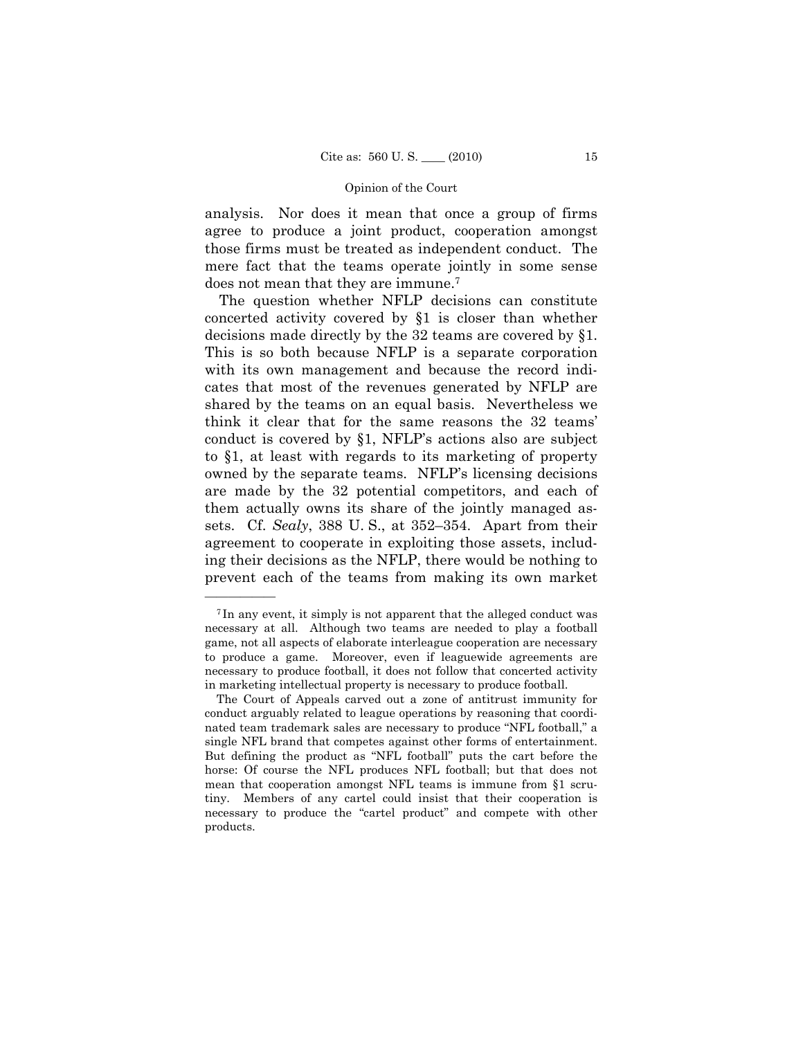analysis. Nor does it mean that once a group of firms agree to produce a joint product, cooperation amongst those firms must be treated as independent conduct. The mere fact that the teams operate jointly in some sense does not mean that they are immune.[7]

The question whether NFLP decisions can constitute concerted activity covered by §1 is closer than whether decisions made directly by the 32 teams are covered by §1. This is so both because NFLP is a separate corporation with its own management and because the record indicates that most of the revenues generated by NFLP are shared by the teams on an equal basis. Nevertheless we think it clear that for the same reasons the 32 teams' conduct is covered by §1, NFLP's actions also are subject to §1, at least with regards to its marketing of property owned by the separate teams. NFLP's licensing decisions are made by the 32 potential competitors, and each of them actually owns its share of the jointly managed assets. Cf. *Sealy*, 388 U. S., at 352–354. Apart from their agreement to cooperate in exploiting those assets, including their decisions as the NFLP, there would be nothing to prevent each of the teams from making its own market

---

[7] In any event, it simply is not apparent that the alleged conduct was necessary at all. Although two teams are needed to play a football game, not all aspects of elaborate interleague cooperation are necessary to produce a game. Moreover, even if leaguewide agreements are necessary to produce football, it does not follow that concerted activity in marketing intellectual property is necessary to produce football.

The Court of Appeals carved out a zone of antitrust immunity for conduct arguably related to league operations by reasoning that coordinated team trademark sales are necessary to produce "NFL football," a single NFL brand that competes against other forms of entertainment. But defining the product as "NFL football" puts the cart before the horse: Of course the NFL produces NFL football; but that does not mean that cooperation amongst NFL teams is immune from §1 scrutiny. Members of any cartel could insist that their cooperation is necessary to produce the "cartel product" and compete with other products.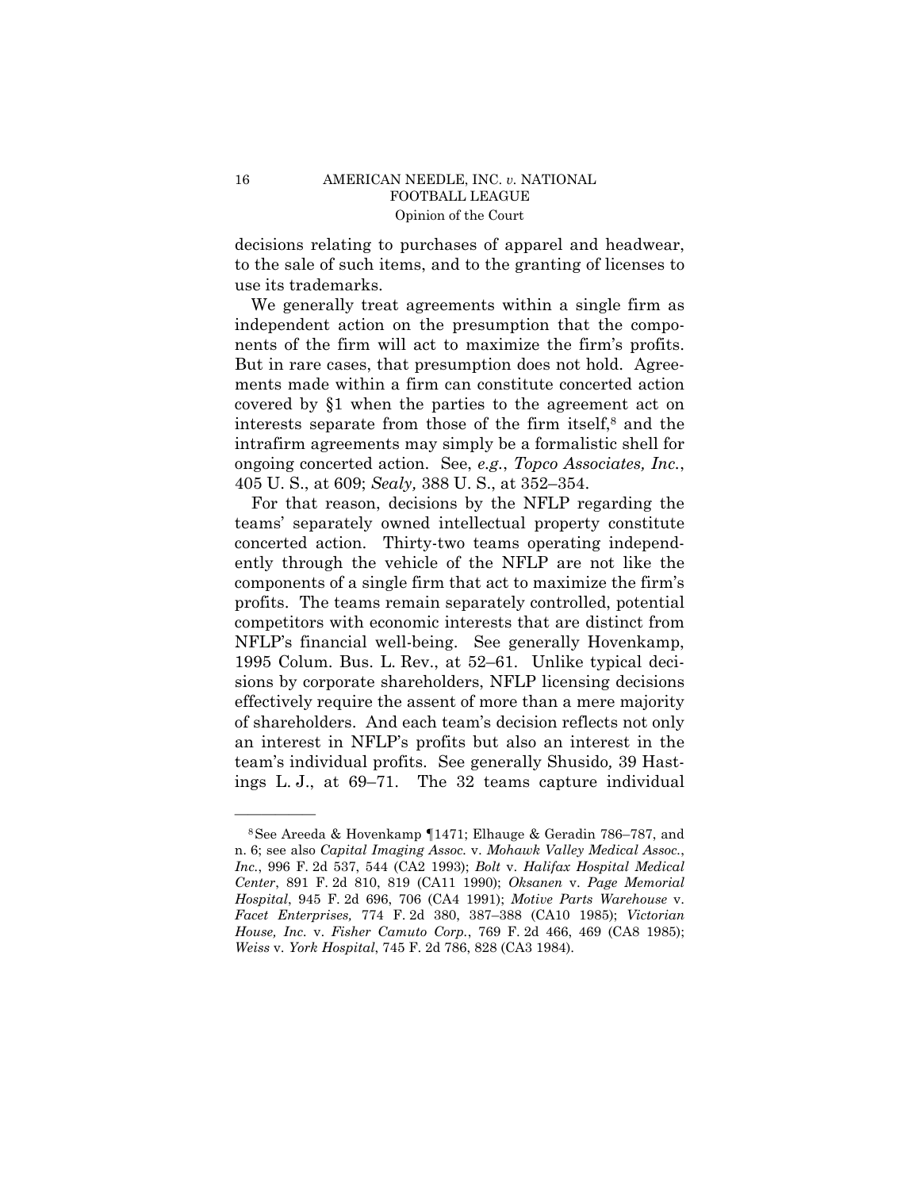decisions relating to purchases of apparel and headwear, to the sale of such items, and to the granting of licenses to use its trademarks.

We generally treat agreements within a single firm as independent action on the presumption that the components of the firm will act to maximize the firm's profits. But in rare cases, that presumption does not hold. Agreements made within a firm can constitute concerted action covered by §1 when the parties to the agreement act on interests separate from those of the firm itself,[8] and the intrafirm agreements may simply be a formalistic shell for ongoing concerted action. See, *e.g.*, *Topco Associates, Inc.*, 405 U. S., at 609; *Sealy,* 388 U. S., at 352–354.

For that reason, decisions by the NFLP regarding the teams' separately owned intellectual property constitute concerted action. Thirty-two teams operating independently through the vehicle of the NFLP are not like the components of a single firm that act to maximize the firm's profits. The teams remain separately controlled, potential competitors with economic interests that are distinct from NFLP's financial well-being. See generally Hovenkamp, 1995 Colum. Bus. L. Rev., at 52–61. Unlike typical decisions by corporate shareholders, NFLP licensing decisions effectively require the assent of more than a mere majority of shareholders. And each team's decision reflects not only an interest in NFLP's profits but also an interest in the team's individual profits. See generally Shusido*,* 39 Hastings L. J., at 69–71. The 32 teams capture individual

---

[8] See Areeda & Hovenkamp ¶1471; Elhauge & Geradin 786–787, and n. 6; see also *Capital Imaging Assoc.* v. *Mohawk Valley Medical Assoc., Inc.*, 996 F. 2d 537, 544 (CA2 1993); *Bolt* v. *Halifax Hospital Medical Center*, 891 F. 2d 810, 819 (CA11 1990); *Oksanen* v. *Page Memorial Hospital*, 945 F. 2d 696, 706 (CA4 1991); *Motive Parts Warehouse* v. *Facet Enterprises,* 774 F. 2d 380, 387–388 (CA10 1985); *Victorian House, Inc.* v. *Fisher Camuto Corp.*, 769 F. 2d 466, 469 (CA8 1985); *Weiss* v. *York Hospital*, 745 F. 2d 786, 828 (CA3 1984).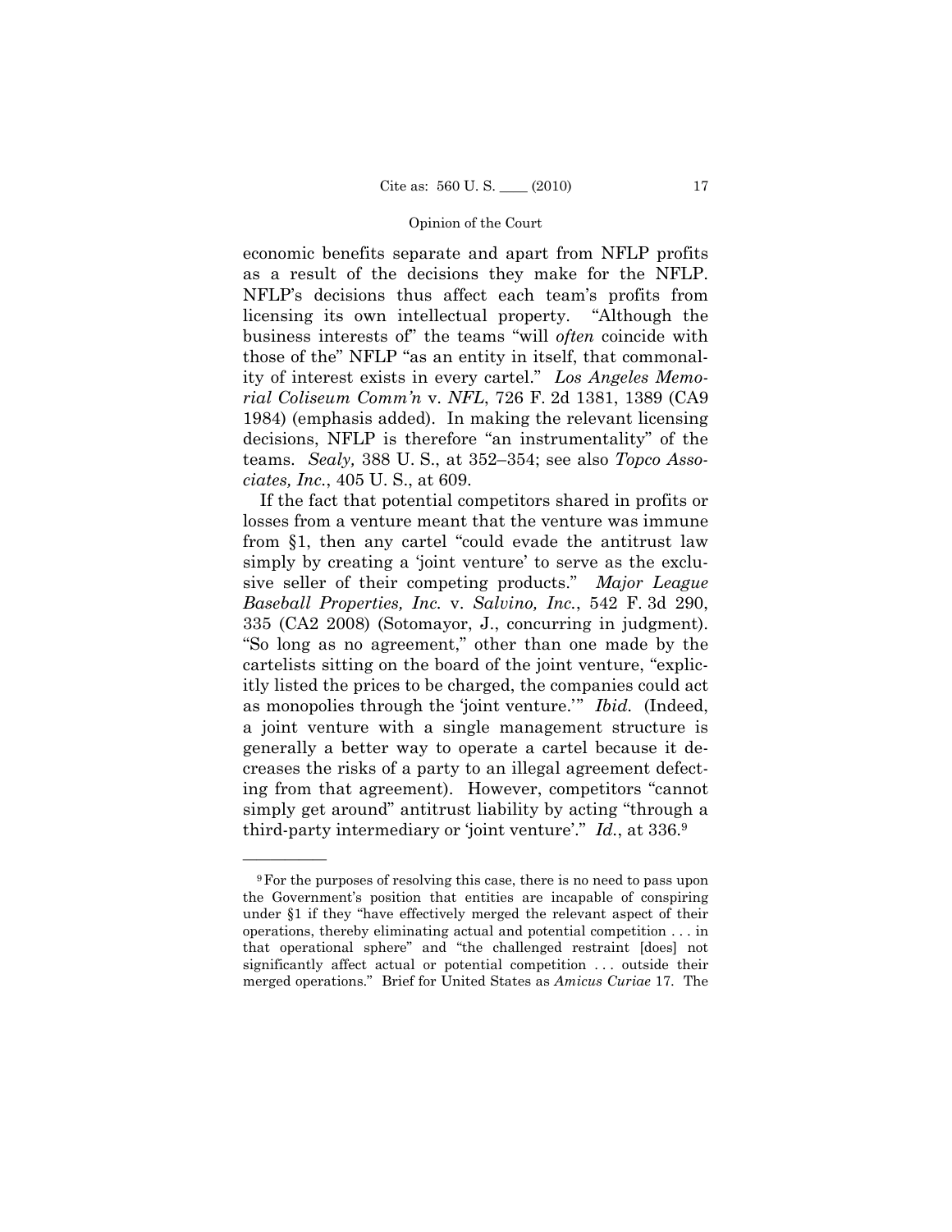economic benefits separate and apart from NFLP profits as a result of the decisions they make for the NFLP. NFLP's decisions thus affect each team's profits from licensing its own intellectual property. "Although the business interests of" the teams "will *often* coincide with those of the" NFLP "as an entity in itself, that commonality of interest exists in every cartel." *Los Angeles Memorial Coliseum Comm'n* v. *NFL*, 726 F. 2d 1381, 1389 (CA9 1984) (emphasis added). In making the relevant licensing decisions, NFLP is therefore "an instrumentality" of the teams. *Sealy,* 388 U. S., at 352–354; see also *Topco Associates, Inc.*, 405 U. S., at 609.

If the fact that potential competitors shared in profits or losses from a venture meant that the venture was immune from §1, then any cartel "could evade the antitrust law simply by creating a 'joint venture' to serve as the exclusive seller of their competing products." *Major League Baseball Properties, Inc.* v. *Salvino, Inc.*, 542 F. 3d 290, 335 (CA2 2008) (Sotomayor, J., concurring in judgment). "So long as no agreement," other than one made by the cartelists sitting on the board of the joint venture, "explicitly listed the prices to be charged, the companies could act as monopolies through the 'joint venture.'" *Ibid.* (Indeed, a joint venture with a single management structure is generally a better way to operate a cartel because it decreases the risks of a party to an illegal agreement defecting from that agreement). However, competitors "cannot simply get around" antitrust liability by acting "through a third-party intermediary or 'joint venture'." *Id.*, at 336.[9]

---

[9] For the purposes of resolving this case, there is no need to pass upon the Government's position that entities are incapable of conspiring under §1 if they "have effectively merged the relevant aspect of their operations, thereby eliminating actual and potential competition . . . in that operational sphere" and "the challenged restraint [does] not significantly affect actual or potential competition . . . outside their merged operations." Brief for United States as *Amicus Curiae* 17. The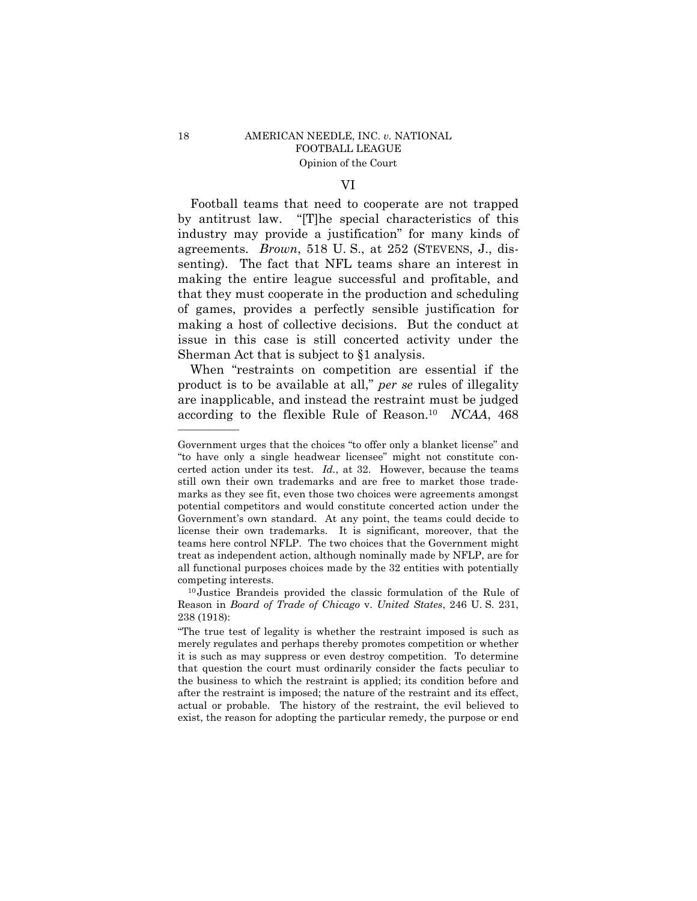## VI

Football teams that need to cooperate are not trapped by antitrust law. "[T]he special characteristics of this industry may provide a justification" for many kinds of agreements. *Brown*, 518 U. S., at 252 (STEVENS, J., dissenting). The fact that NFL teams share an interest in making the entire league successful and profitable, and that they must cooperate in the production and scheduling of games, provides a perfectly sensible justification for making a host of collective decisions. But the conduct at issue in this case is still concerted activity under the Sherman Act that is subject to §1 analysis.

When "restraints on competition are essential if the product is to be available at all," *per se* rules of illegality are inapplicable, and instead the restraint must be judged according to the flexible Rule of Reason.[10] *NCAA*, 468

---

Government urges that the choices "to offer only a blanket license" and "to have only a single headwear licensee" might not constitute concerted action under its test. *Id.*, at 32. However, because the teams still own their own trademarks and are free to market those trademarks as they see fit, even those two choices were agreements amongst potential competitors and would constitute concerted action under the Government's own standard. At any point, the teams could decide to license their own trademarks. It is significant, moreover, that the teams here control NFLP. The two choices that the Government might treat as independent action, although nominally made by NFLP, are for all functional purposes choices made by the 32 entities with potentially competing interests.

[10] Justice Brandeis provided the classic formulation of the Rule of Reason in *Board of Trade of Chicago* v. *United States*, 246 U. S. 231, 238 (1918):

"The true test of legality is whether the restraint imposed is such as merely regulates and perhaps thereby promotes competition or whether it is such as may suppress or even destroy competition. To determine that question the court must ordinarily consider the facts peculiar to the business to which the restraint is applied; its condition before and after the restraint is imposed; the nature of the restraint and its effect, actual or probable. The history of the restraint, the evil believed to exist, the reason for adopting the particular remedy, the purpose or end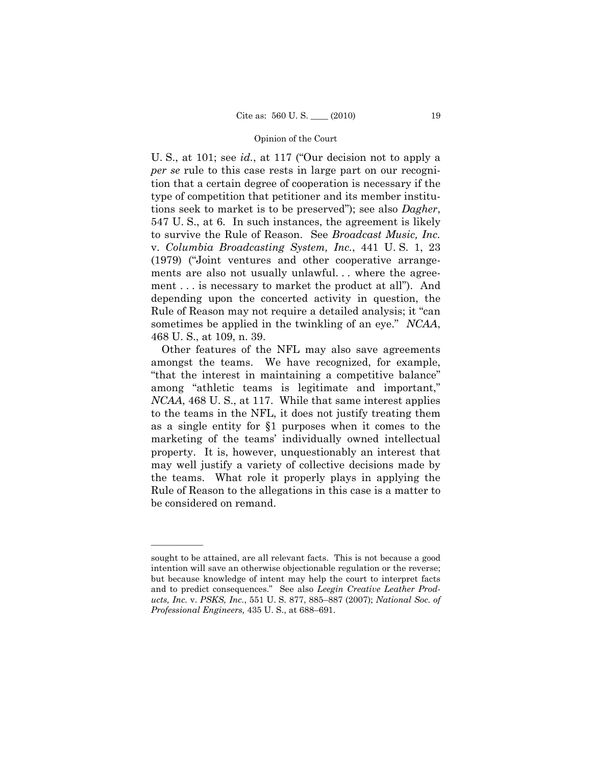U. S., at 101; see *id.*, at 117 ("Our decision not to apply a *per se* rule to this case rests in large part on our recognition that a certain degree of cooperation is necessary if the type of competition that petitioner and its member institutions seek to market is to be preserved"); see also *Dagher*, 547 U. S., at 6. In such instances, the agreement is likely to survive the Rule of Reason. See *Broadcast Music, Inc.* v. *Columbia Broadcasting System, Inc.*, 441 U. S. 1, 23 (1979) ("Joint ventures and other cooperative arrangements are also not usually unlawful. . . where the agreement . . . is necessary to market the product at all"). And depending upon the concerted activity in question, the Rule of Reason may not require a detailed analysis; it "can sometimes be applied in the twinkling of an eye." *NCAA*, 468 U. S., at 109, n. 39.

Other features of the NFL may also save agreements amongst the teams. We have recognized, for example, "that the interest in maintaining a competitive balance" among "athletic teams is legitimate and important," *NCAA*, 468 U. S., at 117. While that same interest applies to the teams in the NFL, it does not justify treating them as a single entity for §1 purposes when it comes to the marketing of the teams' individually owned intellectual property. It is, however, unquestionably an interest that may well justify a variety of collective decisions made by the teams. What role it properly plays in applying the Rule of Reason to the allegations in this case is a matter to be considered on remand.

---

sought to be attained, are all relevant facts. This is not because a good intention will save an otherwise objectionable regulation or the reverse; but because knowledge of intent may help the court to interpret facts and to predict consequences." See also *Leegin Creative Leather Products, Inc.* v. *PSKS, Inc.*, 551 U. S. 877, 885–887 (2007); *National Soc. of Professional Engineers,* 435 U. S., at 688–691.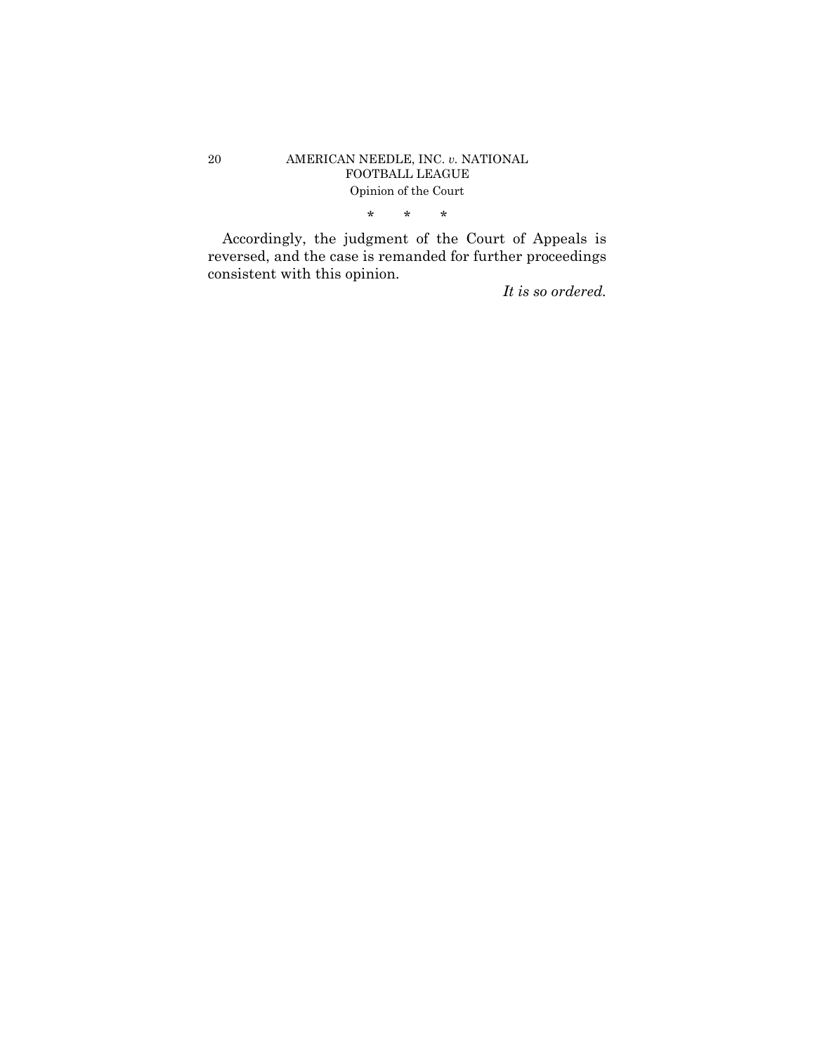\*   \*   \*

Accordingly, the judgment of the Court of Appeals is reversed, and the case is remanded for further proceedings consistent with this opinion.

*It is so ordered.*